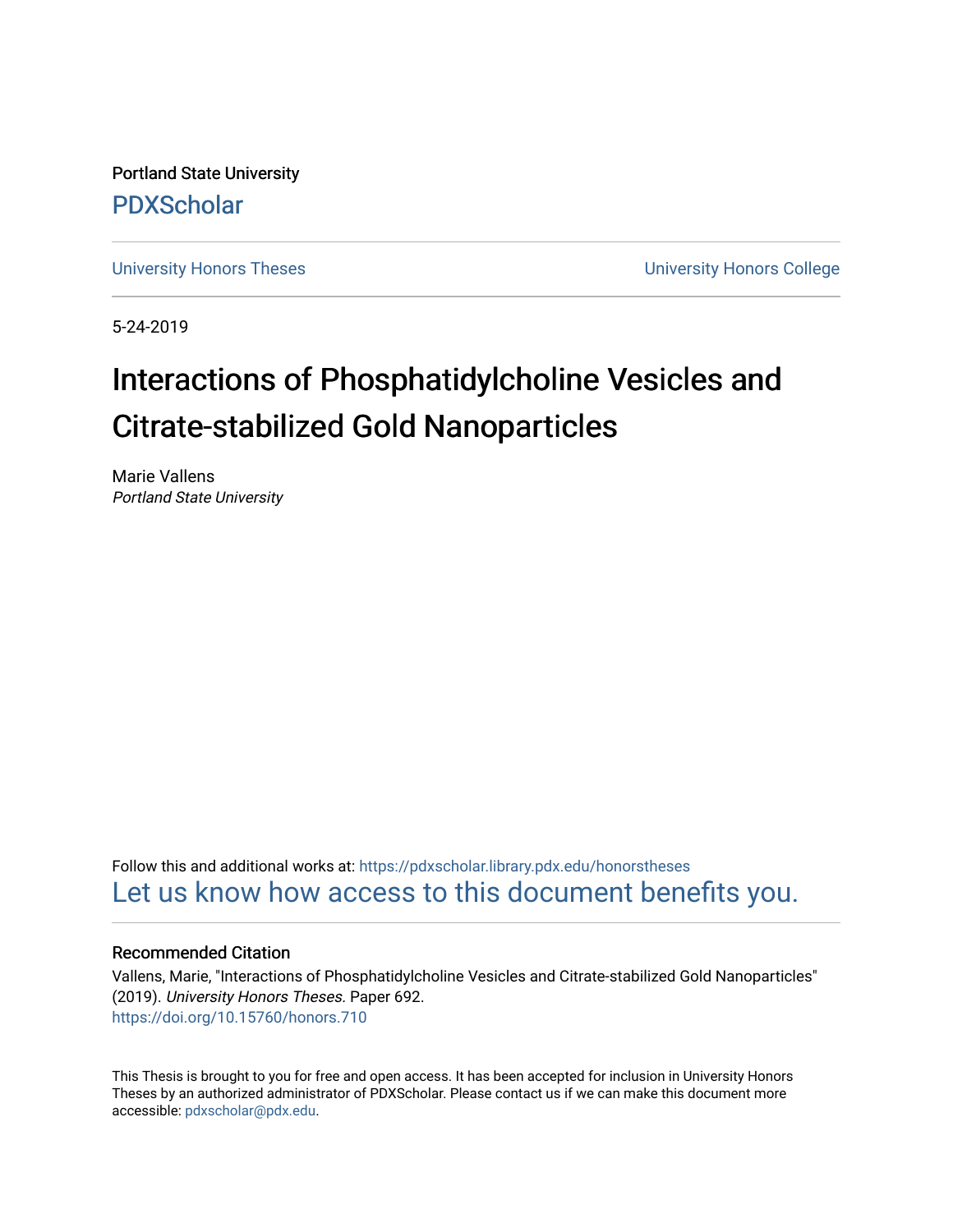Portland State University

PDXScholar

University Honors Theses

University Honors College

5-24-2019

# Interactions of Phosphatidylcholine Vesicles and Citrate-stabilized Gold Nanoparticles

Marie Vallens

*Portland State University*

Follow this and additional works at: https://pdxscholar.library.pdx.edu/honorstheses

Let us know how access to this document benefits you.

## Recommended Citation

Vallens, Marie, "Interactions of Phosphatidylcholine Vesicles and Citrate-stabilized Gold Nanoparticles" (2019). *University Honors Theses.* Paper 692.

https://doi.org/10.15760/honors.710

This Thesis is brought to you for free and open access. It has been accepted for inclusion in University Honors Theses by an authorized administrator of PDXScholar. Please contact us if we can make this document more accessible: pdxscholar@pdx.edu.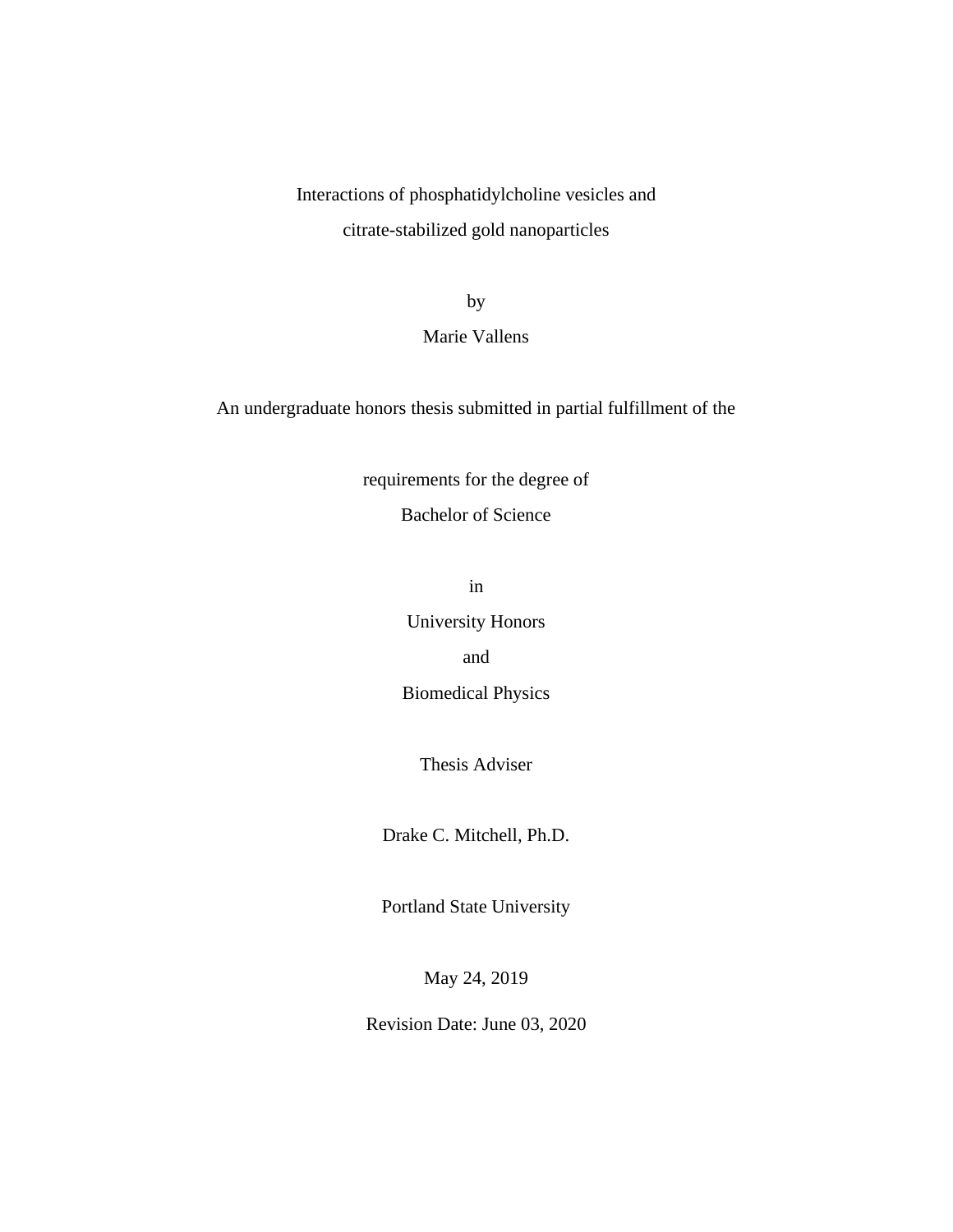Interactions of phosphatidylcholine vesicles and

citrate-stabilized gold nanoparticles

by

Marie Vallens

An undergraduate honors thesis submitted in partial fulfillment of the

requirements for the degree of

Bachelor of Science

in

University Honors

and

Biomedical Physics

Thesis Adviser

Drake C. Mitchell, Ph.D.

Portland State University

May 24, 2019

Revision Date: June 03, 2020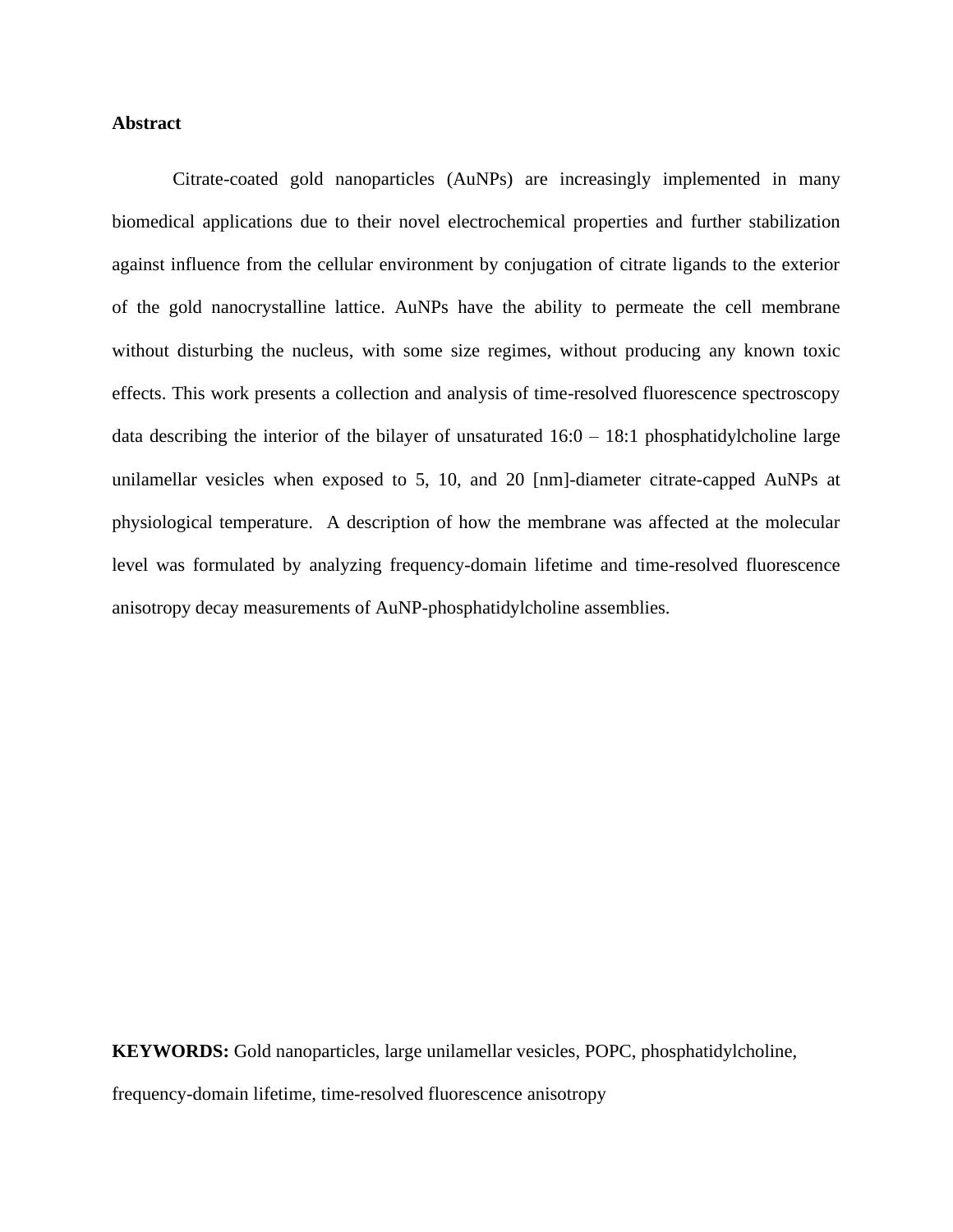**Abstract**

Citrate-coated gold nanoparticles (AuNPs) are increasingly implemented in many biomedical applications due to their novel electrochemical properties and further stabilization against influence from the cellular environment by conjugation of citrate ligands to the exterior of the gold nanocrystalline lattice. AuNPs have the ability to permeate the cell membrane without disturbing the nucleus, with some size regimes, without producing any known toxic effects. This work presents a collection and analysis of time-resolved fluorescence spectroscopy data describing the interior of the bilayer of unsaturated 16:0 – 18:1 phosphatidylcholine large unilamellar vesicles when exposed to 5, 10, and 20 [nm]-diameter citrate-capped AuNPs at physiological temperature. A description of how the membrane was affected at the molecular level was formulated by analyzing frequency-domain lifetime and time-resolved fluorescence anisotropy decay measurements of AuNP-phosphatidylcholine assemblies.

**KEYWORDS:** Gold nanoparticles, large unilamellar vesicles, POPC, phosphatidylcholine, frequency-domain lifetime, time-resolved fluorescence anisotropy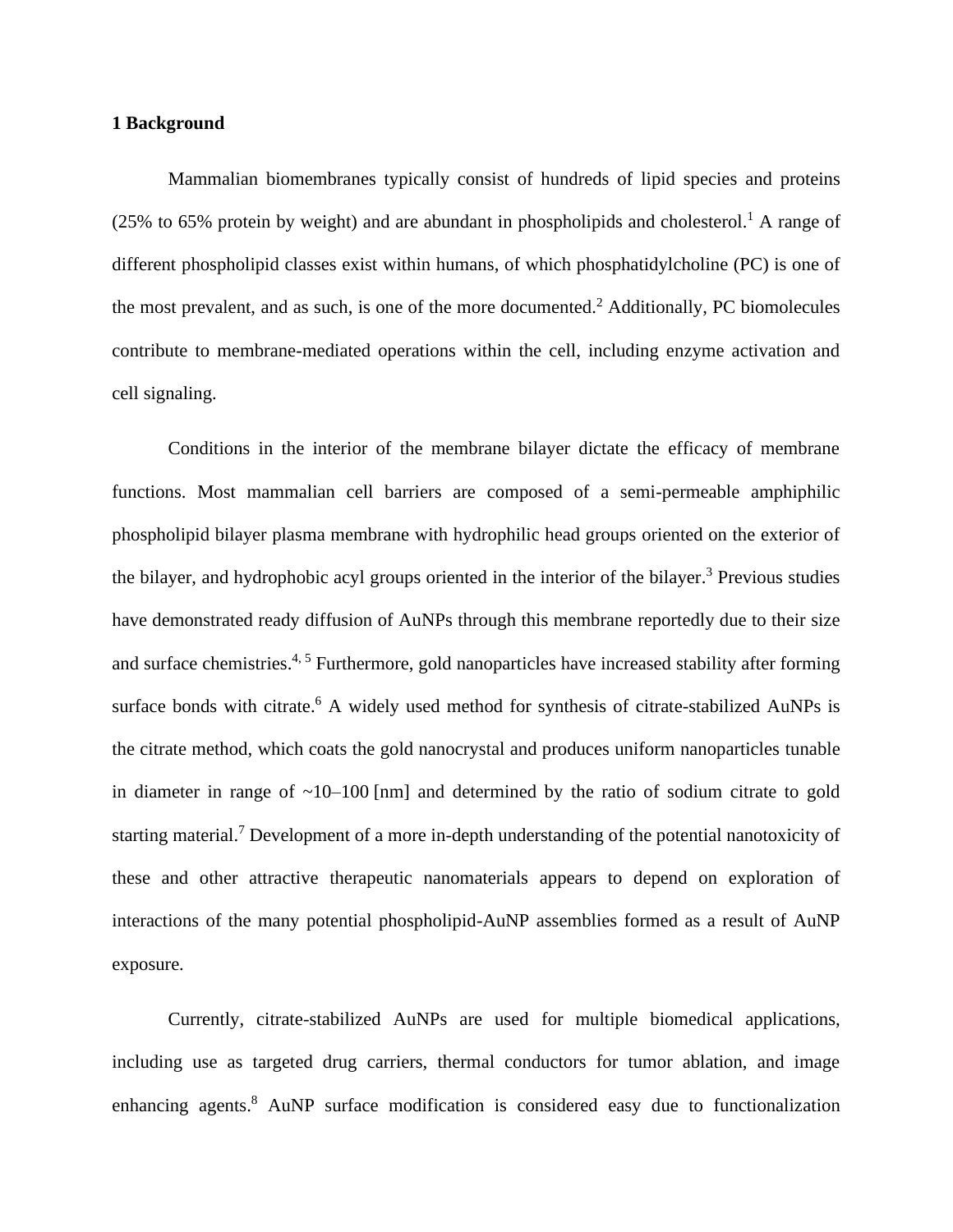## 1 Background

Mammalian biomembranes typically consist of hundreds of lipid species and proteins (25% to 65% protein by weight) and are abundant in phospholipids and cholesterol.[1] A range of different phospholipid classes exist within humans, of which phosphatidylcholine (PC) is one of the most prevalent, and as such, is one of the more documented.[2] Additionally, PC biomolecules contribute to membrane-mediated operations within the cell, including enzyme activation and cell signaling.

Conditions in the interior of the membrane bilayer dictate the efficacy of membrane functions. Most mammalian cell barriers are composed of a semi-permeable amphiphilic phospholipid bilayer plasma membrane with hydrophilic head groups oriented on the exterior of the bilayer, and hydrophobic acyl groups oriented in the interior of the bilayer.[3] Previous studies have demonstrated ready diffusion of AuNPs through this membrane reportedly due to their size and surface chemistries.[4, 5] Furthermore, gold nanoparticles have increased stability after forming surface bonds with citrate.[6] A widely used method for synthesis of citrate-stabilized AuNPs is the citrate method, which coats the gold nanocrystal and produces uniform nanoparticles tunable in diameter in range of ~10–100 [nm] and determined by the ratio of sodium citrate to gold starting material.[7] Development of a more in-depth understanding of the potential nanotoxicity of these and other attractive therapeutic nanomaterials appears to depend on exploration of interactions of the many potential phospholipid-AuNP assemblies formed as a result of AuNP exposure.

Currently, citrate-stabilized AuNPs are used for multiple biomedical applications, including use as targeted drug carriers, thermal conductors for tumor ablation, and image enhancing agents.[8] AuNP surface modification is considered easy due to functionalization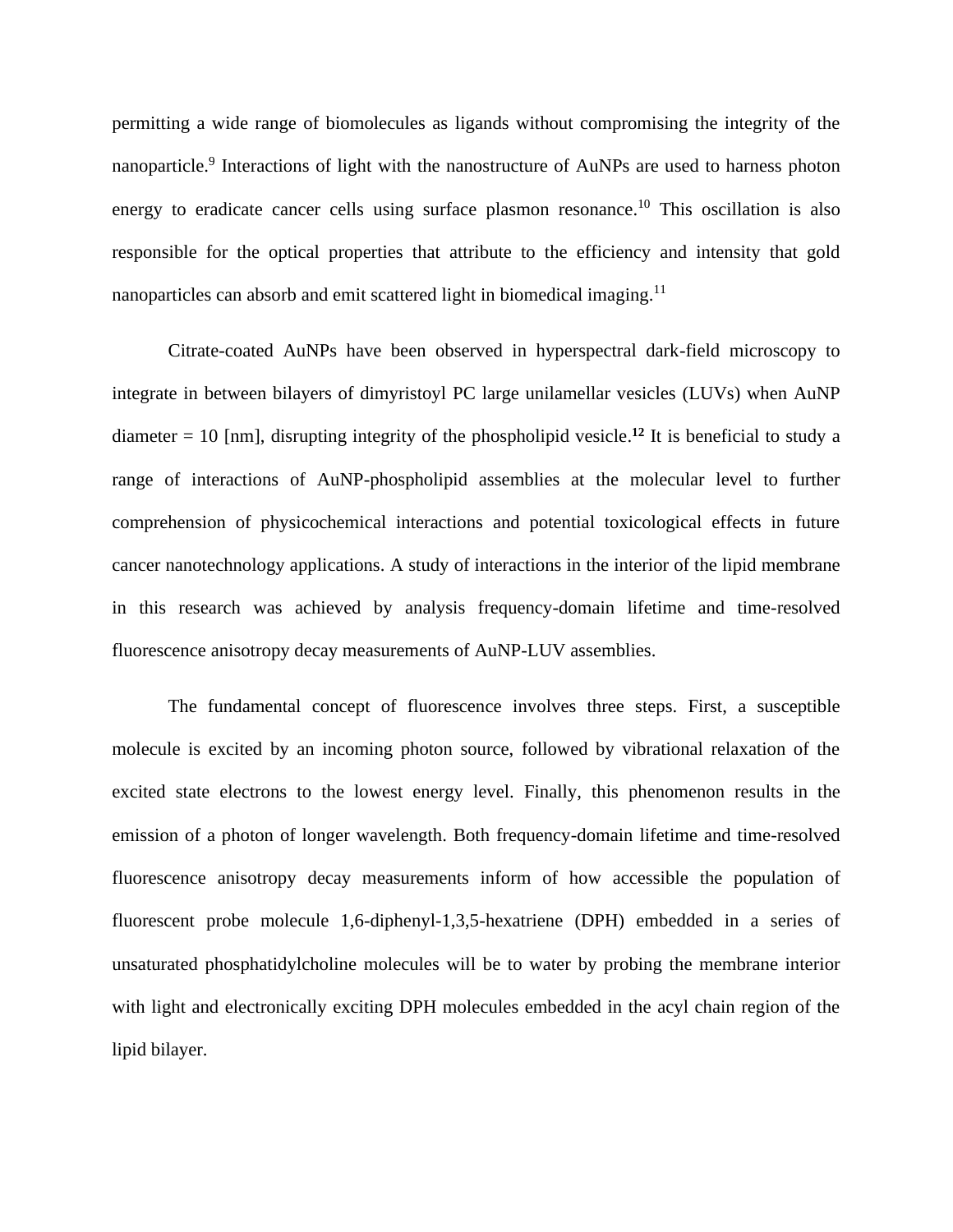permitting a wide range of biomolecules as ligands without compromising the integrity of the nanoparticle.[9] Interactions of light with the nanostructure of AuNPs are used to harness photon energy to eradicate cancer cells using surface plasmon resonance.[10] This oscillation is also responsible for the optical properties that attribute to the efficiency and intensity that gold nanoparticles can absorb and emit scattered light in biomedical imaging.[11]

Citrate-coated AuNPs have been observed in hyperspectral dark-field microscopy to integrate in between bilayers of dimyristoyl PC large unilamellar vesicles (LUVs) when AuNP diameter = 10 [nm], disrupting integrity of the phospholipid vesicle.[12] It is beneficial to study a range of interactions of AuNP-phospholipid assemblies at the molecular level to further comprehension of physicochemical interactions and potential toxicological effects in future cancer nanotechnology applications. A study of interactions in the interior of the lipid membrane in this research was achieved by analysis frequency-domain lifetime and time-resolved fluorescence anisotropy decay measurements of AuNP-LUV assemblies.

The fundamental concept of fluorescence involves three steps. First, a susceptible molecule is excited by an incoming photon source, followed by vibrational relaxation of the excited state electrons to the lowest energy level. Finally, this phenomenon results in the emission of a photon of longer wavelength. Both frequency-domain lifetime and time-resolved fluorescence anisotropy decay measurements inform of how accessible the population of fluorescent probe molecule 1,6-diphenyl-1,3,5-hexatriene (DPH) embedded in a series of unsaturated phosphatidylcholine molecules will be to water by probing the membrane interior with light and electronically exciting DPH molecules embedded in the acyl chain region of the lipid bilayer.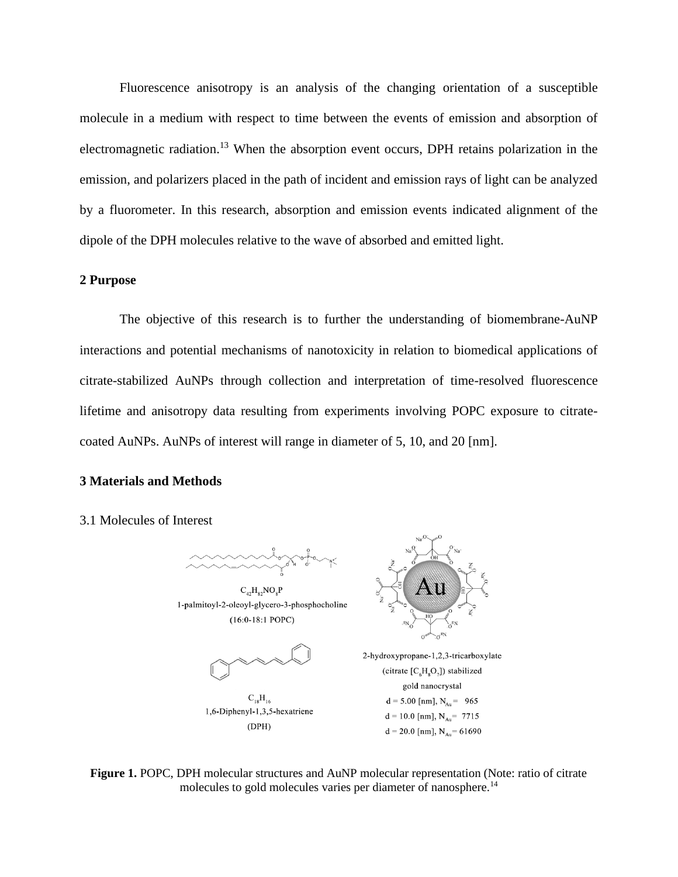Fluorescence anisotropy is an analysis of the changing orientation of a susceptible molecule in a medium with respect to time between the events of emission and absorption of electromagnetic radiation.[13] When the absorption event occurs, DPH retains polarization in the emission, and polarizers placed in the path of incident and emission rays of light can be analyzed by a fluorometer. In this research, absorption and emission events indicated alignment of the dipole of the DPH molecules relative to the wave of absorbed and emitted light.

## 2 Purpose

The objective of this research is to further the understanding of biomembrane-AuNP interactions and potential mechanisms of nanotoxicity in relation to biomedical applications of citrate-stabilized AuNPs through collection and interpretation of time-resolved fluorescence lifetime and anisotropy data resulting from experiments involving POPC exposure to citrate-coated AuNPs. AuNPs of interest will range in diameter of 5, 10, and 20 [nm].

## 3 Materials and Methods

### 3.1 Molecules of Interest

$C_{42}H_{82}NO_8P$
1-palmitoyl-2-oleoyl-glycero-3-phosphocholine
(16:0-18:1 POPC)

$C_{18}H_{16}$
1,6-Diphenyl-1,3,5-hexatriene
(DPH)

2-hydroxypropane-1,2,3-tricarboxylate
(citrate [$C_6H_8O_7$]) stabilized
gold nanocrystal
d = 5.00 [nm], $N_{Au}$ = 965
d = 10.0 [nm], $N_{Au}$ = 7715
d = 20.0 [nm], $N_{Au}$ = 61690

**Figure 1.** POPC, DPH molecular structures and AuNP molecular representation (Note: ratio of citrate molecules to gold molecules varies per diameter of nanosphere.[14]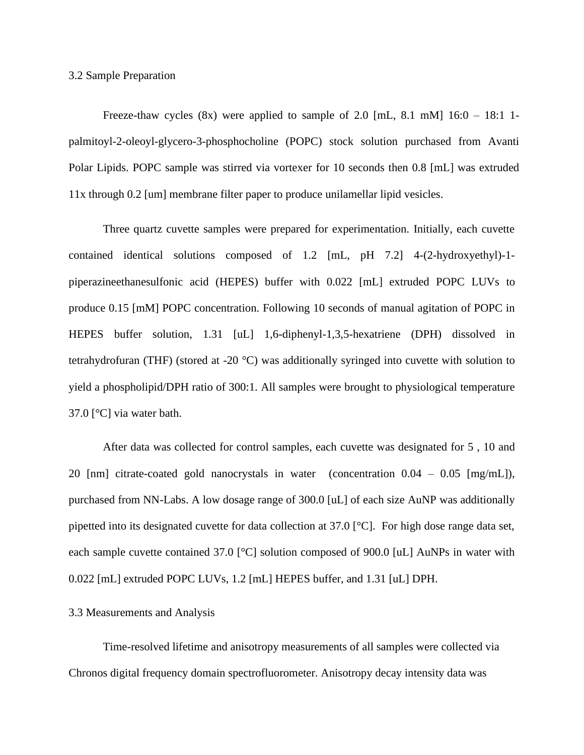## 3.2 Sample Preparation

Freeze-thaw cycles (8x) were applied to sample of 2.0 [mL, 8.1 mM] 16:0 – 18:1 1-palmitoyl-2-oleoyl-glycero-3-phosphocholine (POPC) stock solution purchased from Avanti Polar Lipids. POPC sample was stirred via vortexer for 10 seconds then 0.8 [mL] was extruded 11x through 0.2 [um] membrane filter paper to produce unilamellar lipid vesicles.

Three quartz cuvette samples were prepared for experimentation. Initially, each cuvette contained identical solutions composed of 1.2 [mL, pH 7.2] 4-(2-hydroxyethyl)-1-piperazineethanesulfonic acid (HEPES) buffer with 0.022 [mL] extruded POPC LUVs to produce 0.15 [mM] POPC concentration. Following 10 seconds of manual agitation of POPC in HEPES buffer solution, 1.31 [uL] 1,6-diphenyl-1,3,5-hexatriene (DPH) dissolved in tetrahydrofuran (THF) (stored at -20 °C) was additionally syringed into cuvette with solution to yield a phospholipid/DPH ratio of 300:1. All samples were brought to physiological temperature 37.0 [°C] via water bath.

After data was collected for control samples, each cuvette was designated for 5 , 10 and 20 [nm] citrate-coated gold nanocrystals in water (concentration 0.04 – 0.05 [mg/mL]), purchased from NN-Labs. A low dosage range of 300.0 [uL] of each size AuNP was additionally pipetted into its designated cuvette for data collection at 37.0 [°C]. For high dose range data set, each sample cuvette contained 37.0 [°C] solution composed of 900.0 [uL] AuNPs in water with 0.022 [mL] extruded POPC LUVs, 1.2 [mL] HEPES buffer, and 1.31 [uL] DPH.

## 3.3 Measurements and Analysis

Time-resolved lifetime and anisotropy measurements of all samples were collected via Chronos digital frequency domain spectrofluorometer. Anisotropy decay intensity data was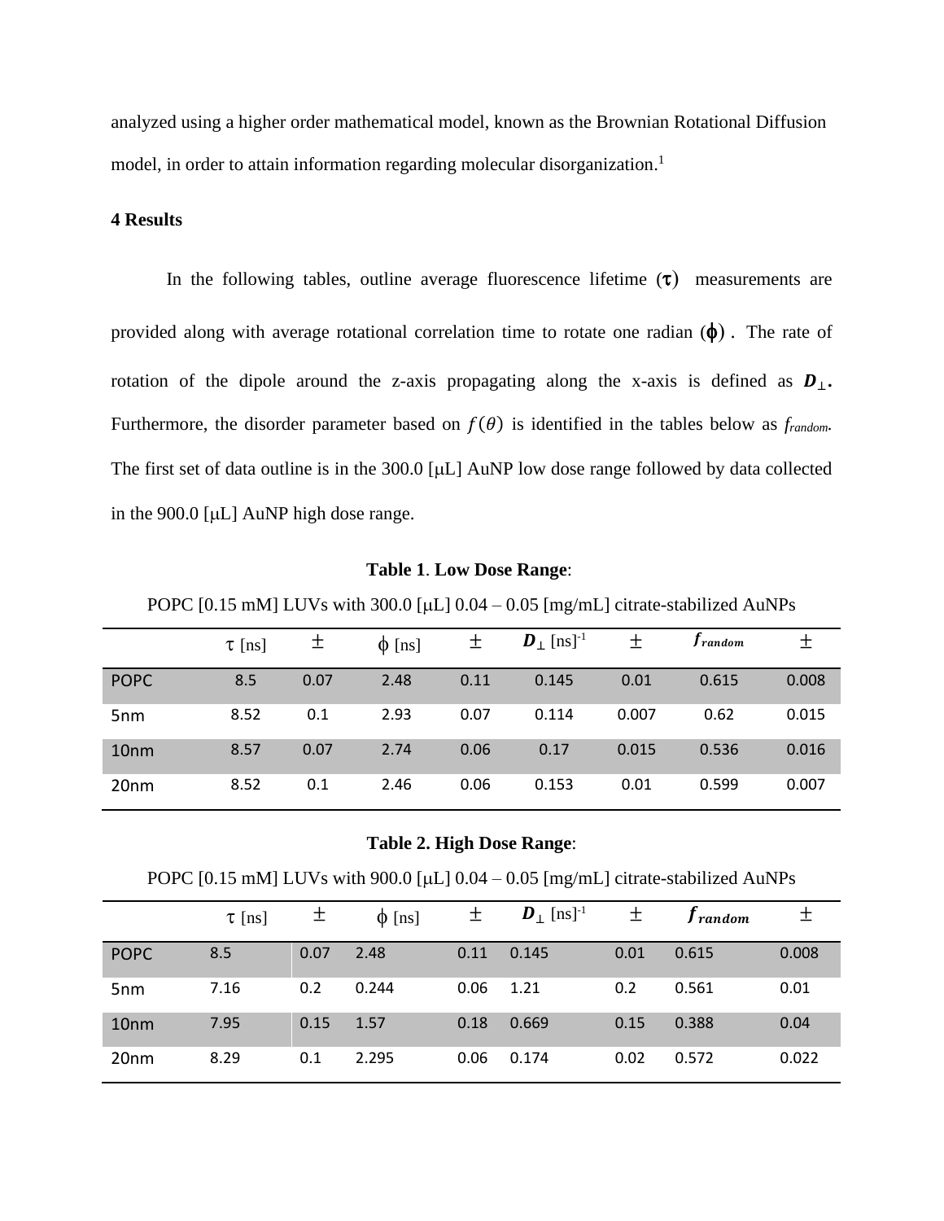analyzed using a higher order mathematical model, known as the Brownian Rotational Diffusion model, in order to attain information regarding molecular disorganization.[1]

### 4 Results

In the following tables, outline average fluorescence lifetime ($\tau$) measurements are provided along with average rotational correlation time to rotate one radian ($\phi$). The rate of rotation of the dipole around the z-axis propagating along the x-axis is defined as $\boldsymbol{D}_{\perp}$**.** Furthermore, the disorder parameter based on $f(\theta)$ is identified in the tables below as $f_{random}$. The first set of data outline is in the 300.0 [μL] AuNP low dose range followed by data collected in the 900.0 [μL] AuNP high dose range.

**Table 1**. **Low Dose Range**:

POPC [0.15 mM] LUVs with 300.0 [μL] 0.04 – 0.05 [mg/mL] citrate-stabilized AuNPs

| | $\tau$ [ns] | ± | $\phi$ [ns] | ± | $\boldsymbol{D}_{\perp}$ [ns]$^{-1}$ | ± | $\boldsymbol{f_{random}}$ | ± |
|---|---|---|---|---|---|---|---|---|
| POPC | 8.5 | 0.07 | 2.48 | 0.11 | 0.145 | 0.01 | 0.615 | 0.008 |
| 5nm | 8.52 | 0.1 | 2.93 | 0.07 | 0.114 | 0.007 | 0.62 | 0.015 |
| 10nm | 8.57 | 0.07 | 2.74 | 0.06 | 0.17 | 0.015 | 0.536 | 0.016 |
| 20nm | 8.52 | 0.1 | 2.46 | 0.06 | 0.153 | 0.01 | 0.599 | 0.007 |

**Table 2. High Dose Range**:

POPC [0.15 mM] LUVs with 900.0 [μL] 0.04 – 0.05 [mg/mL] citrate-stabilized AuNPs

| | $\tau$ [ns] | ± | $\phi$ [ns] | ± | $\boldsymbol{D}_{\perp}$ [ns]$^{-1}$ | ± | $\boldsymbol{f_{random}}$ | ± |
|---|---|---|---|---|---|---|---|---|
| POPC | 8.5 | 0.07 | 2.48 | 0.11 | 0.145 | 0.01 | 0.615 | 0.008 |
| 5nm | 7.16 | 0.2 | 0.244 | 0.06 | 1.21 | 0.2 | 0.561 | 0.01 |
| 10nm | 7.95 | 0.15 | 1.57 | 0.18 | 0.669 | 0.15 | 0.388 | 0.04 |
| 20nm | 8.29 | 0.1 | 2.295 | 0.06 | 0.174 | 0.02 | 0.572 | 0.022 |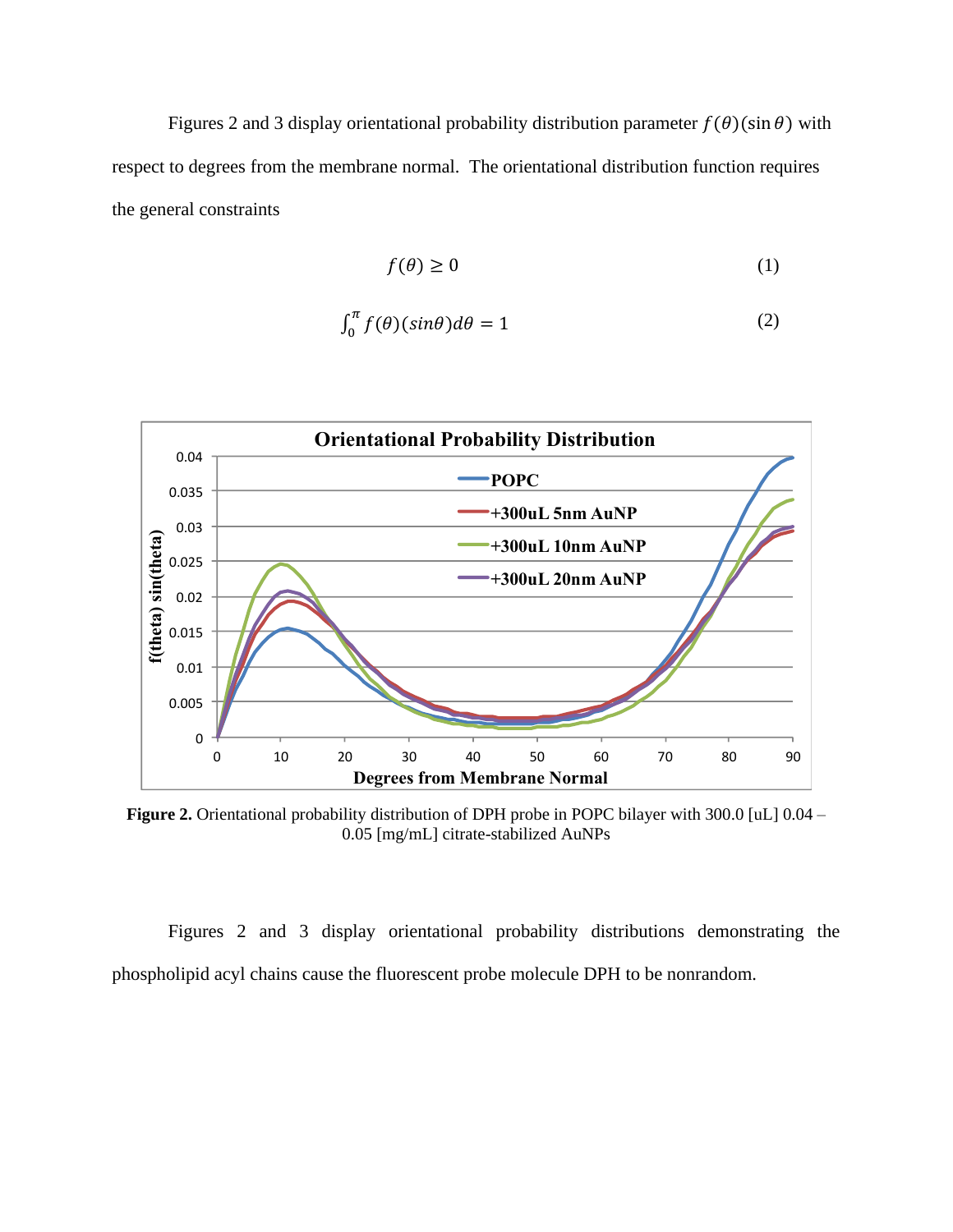Figures 2 and 3 display orientational probability distribution parameter $f(\theta)(\sin\theta)$ with respect to degrees from the membrane normal. The orientational distribution function requires the general constraints

$$f(\theta) \geq 0 \tag{1}$$

$$\int_0^{\pi} f(\theta)(sin\theta)d\theta = 1 \tag{2}$$

**Figure 2.** Orientational probability distribution of DPH probe in POPC bilayer with 300.0 [uL] 0.04 – 0.05 [mg/mL] citrate-stabilized AuNPs

Figures 2 and 3 display orientational probability distributions demonstrating the phospholipid acyl chains cause the fluorescent probe molecule DPH to be nonrandom.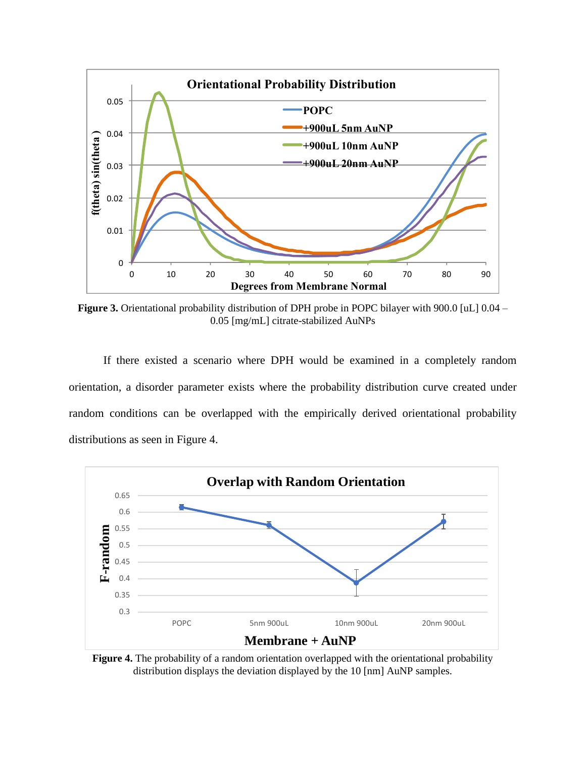**Figure 3.** Orientational probability distribution of DPH probe in POPC bilayer with 900.0 [uL] 0.04 – 0.05 [mg/mL] citrate-stabilized AuNPs

If there existed a scenario where DPH would be examined in a completely random orientation, a disorder parameter exists where the probability distribution curve created under random conditions can be overlapped with the empirically derived orientational probability distributions as seen in Figure 4.

**Figure 4.** The probability of a random orientation overlapped with the orientational probability distribution displays the deviation displayed by the 10 [nm] AuNP samples.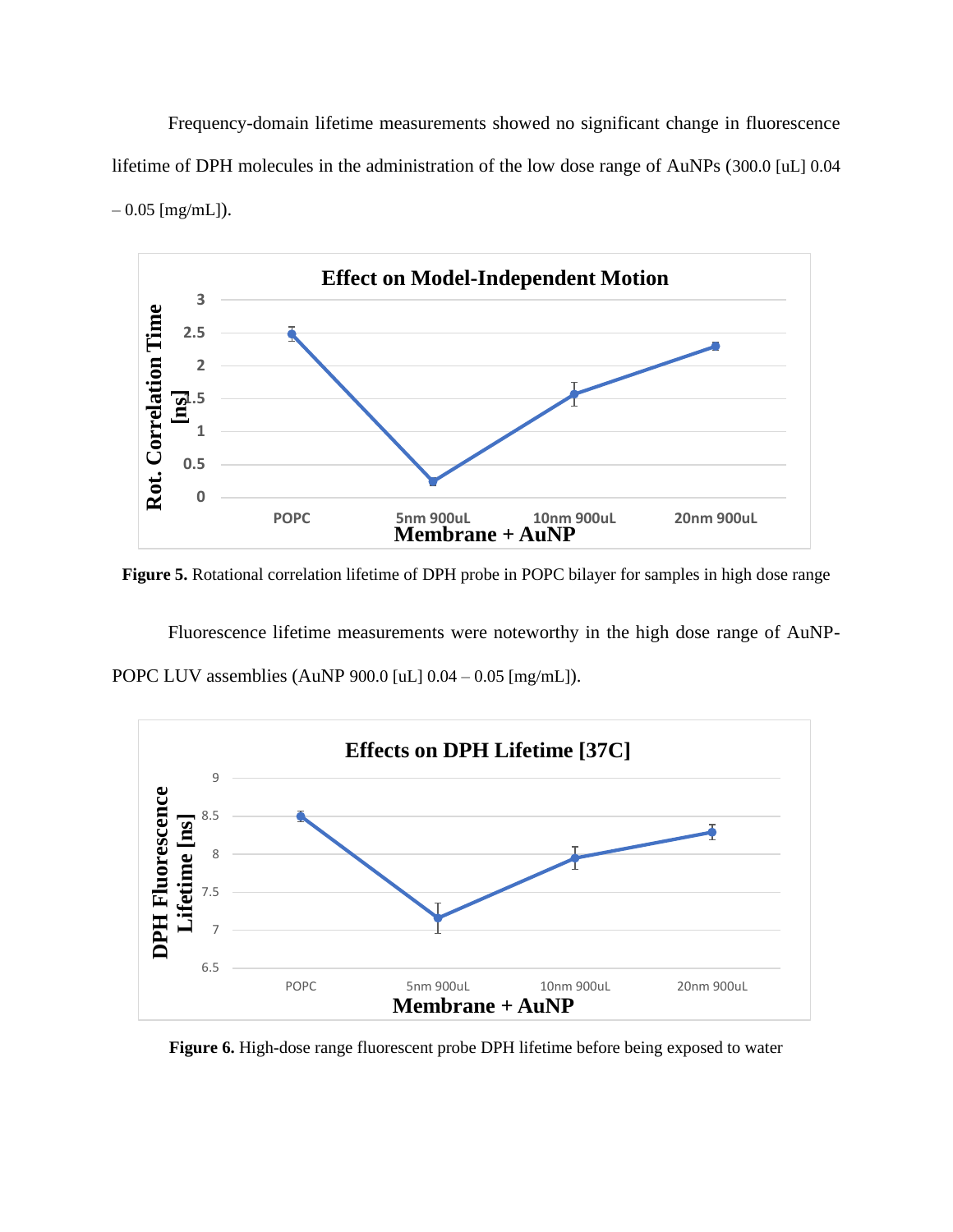Frequency-domain lifetime measurements showed no significant change in fluorescence lifetime of DPH molecules in the administration of the low dose range of AuNPs (300.0 [uL] 0.04 – 0.05 [mg/mL]).

**Figure 5.** Rotational correlation lifetime of DPH probe in POPC bilayer for samples in high dose range

Fluorescence lifetime measurements were noteworthy in the high dose range of AuNP-POPC LUV assemblies (AuNP 900.0 [uL] 0.04 – 0.05 [mg/mL]).

**Figure 6.** High-dose range fluorescent probe DPH lifetime before being exposed to water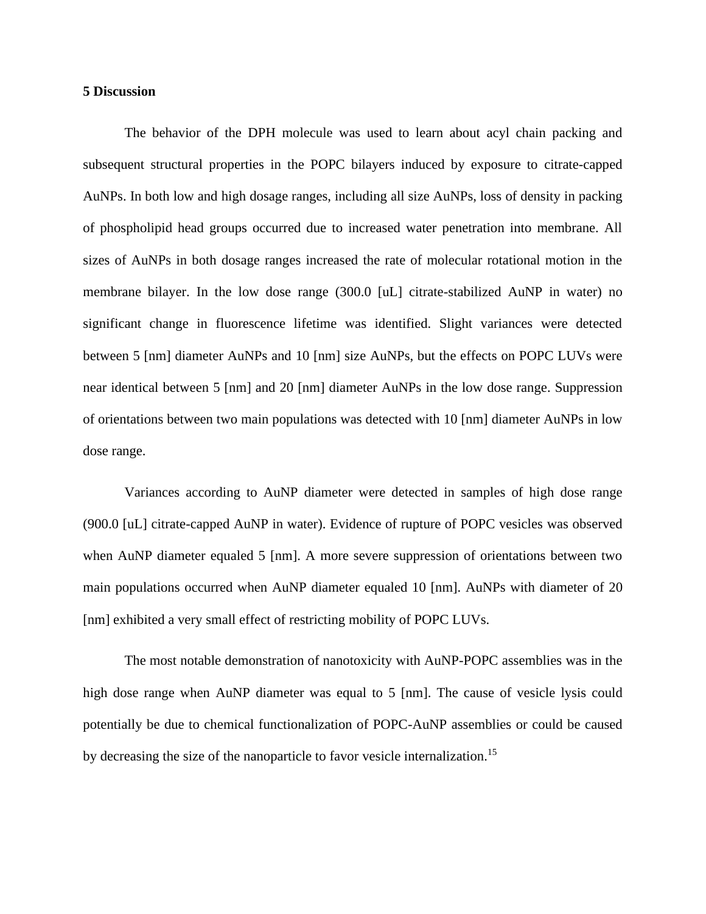## 5 Discussion

The behavior of the DPH molecule was used to learn about acyl chain packing and subsequent structural properties in the POPC bilayers induced by exposure to citrate-capped AuNPs. In both low and high dosage ranges, including all size AuNPs, loss of density in packing of phospholipid head groups occurred due to increased water penetration into membrane. All sizes of AuNPs in both dosage ranges increased the rate of molecular rotational motion in the membrane bilayer. In the low dose range (300.0 [uL] citrate-stabilized AuNP in water) no significant change in fluorescence lifetime was identified. Slight variances were detected between 5 [nm] diameter AuNPs and 10 [nm] size AuNPs, but the effects on POPC LUVs were near identical between 5 [nm] and 20 [nm] diameter AuNPs in the low dose range. Suppression of orientations between two main populations was detected with 10 [nm] diameter AuNPs in low dose range.

Variances according to AuNP diameter were detected in samples of high dose range (900.0 [uL] citrate-capped AuNP in water). Evidence of rupture of POPC vesicles was observed when AuNP diameter equaled 5 [nm]. A more severe suppression of orientations between two main populations occurred when AuNP diameter equaled 10 [nm]. AuNPs with diameter of 20 [nm] exhibited a very small effect of restricting mobility of POPC LUVs.

The most notable demonstration of nanotoxicity with AuNP-POPC assemblies was in the high dose range when AuNP diameter was equal to 5 [nm]. The cause of vesicle lysis could potentially be due to chemical functionalization of POPC-AuNP assemblies or could be caused by decreasing the size of the nanoparticle to favor vesicle internalization.[15]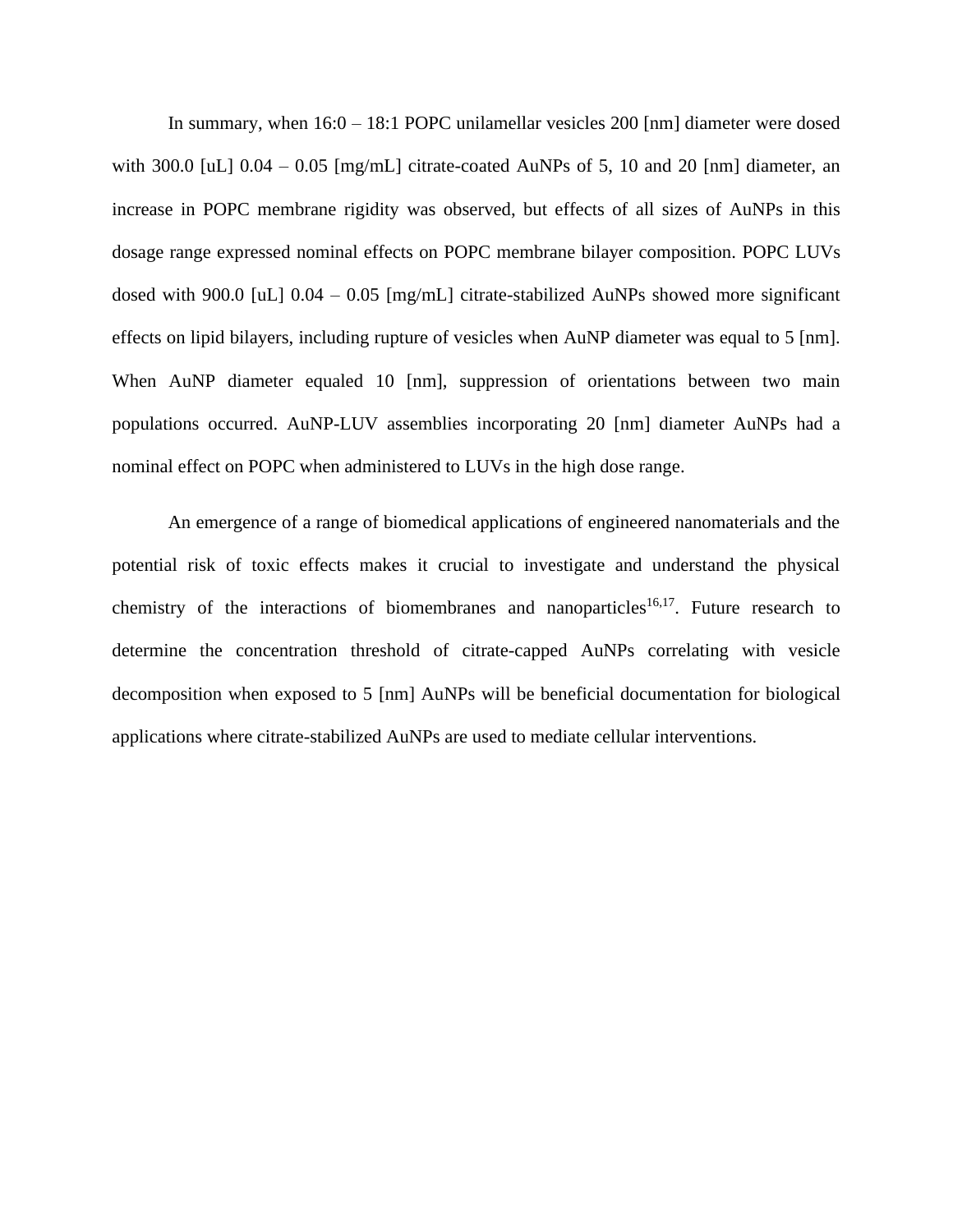In summary, when 16:0 – 18:1 POPC unilamellar vesicles 200 [nm] diameter were dosed with 300.0 [uL] 0.04 – 0.05 [mg/mL] citrate-coated AuNPs of 5, 10 and 20 [nm] diameter, an increase in POPC membrane rigidity was observed, but effects of all sizes of AuNPs in this dosage range expressed nominal effects on POPC membrane bilayer composition. POPC LUVs dosed with 900.0 [uL] 0.04 – 0.05 [mg/mL] citrate-stabilized AuNPs showed more significant effects on lipid bilayers, including rupture of vesicles when AuNP diameter was equal to 5 [nm]. When AuNP diameter equaled 10 [nm], suppression of orientations between two main populations occurred. AuNP-LUV assemblies incorporating 20 [nm] diameter AuNPs had a nominal effect on POPC when administered to LUVs in the high dose range.

An emergence of a range of biomedical applications of engineered nanomaterials and the potential risk of toxic effects makes it crucial to investigate and understand the physical chemistry of the interactions of biomembranes and nanoparticles[16,17]. Future research to determine the concentration threshold of citrate-capped AuNPs correlating with vesicle decomposition when exposed to 5 [nm] AuNPs will be beneficial documentation for biological applications where citrate-stabilized AuNPs are used to mediate cellular interventions.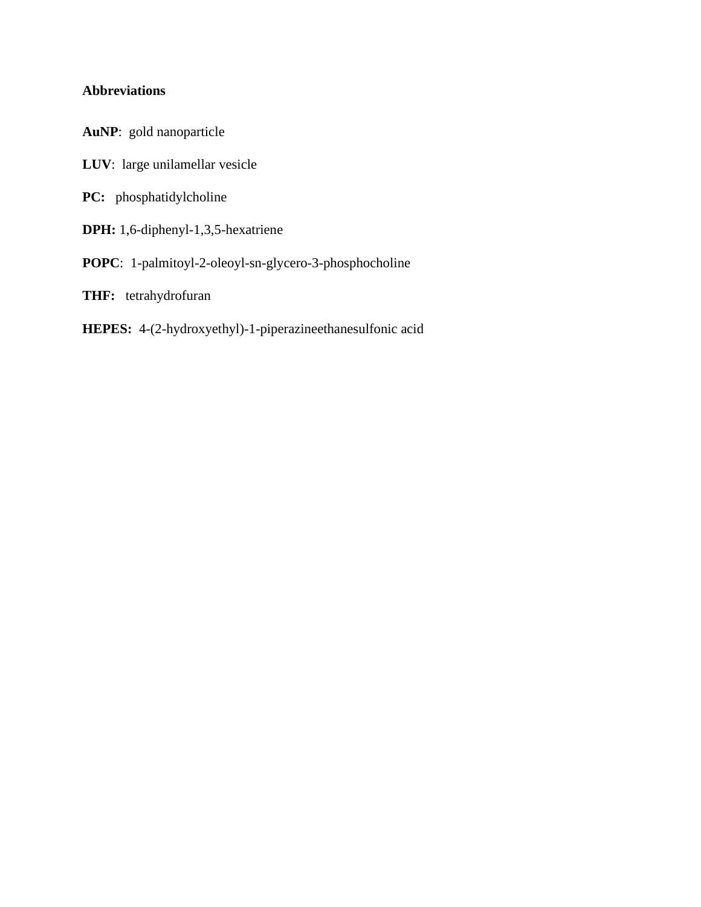**Abbreviations**

**AuNP**: gold nanoparticle

**LUV**: large unilamellar vesicle

**PC:** phosphatidylcholine

**DPH:** 1,6-diphenyl-1,3,5-hexatriene

**POPC**: 1-palmitoyl-2-oleoyl-sn-glycero-3-phosphocholine

**THF:** tetrahydrofuran

**HEPES:** 4-(2-hydroxyethyl)-1-piperazineethanesulfonic acid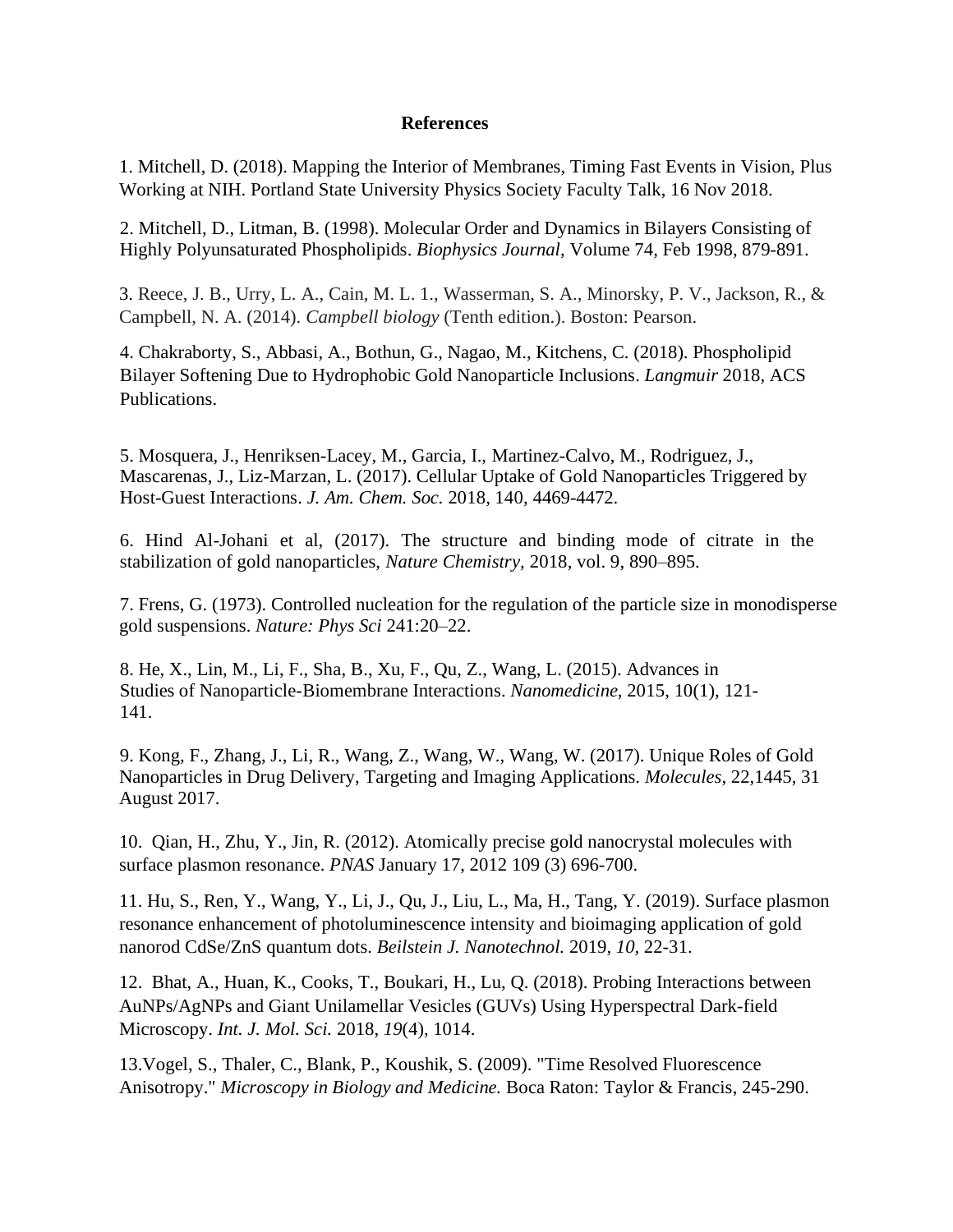# References

1. Mitchell, D. (2018). Mapping the Interior of Membranes, Timing Fast Events in Vision, Plus Working at NIH. Portland State University Physics Society Faculty Talk, 16 Nov 2018.

2. Mitchell, D., Litman, B. (1998). Molecular Order and Dynamics in Bilayers Consisting of Highly Polyunsaturated Phospholipids. *Biophysics Journal*, Volume 74, Feb 1998, 879-891.

3. Reece, J. B., Urry, L. A., Cain, M. L. 1., Wasserman, S. A., Minorsky, P. V., Jackson, R., & Campbell, N. A. (2014). *Campbell biology* (Tenth edition.). Boston: Pearson.

4. Chakraborty, S., Abbasi, A., Bothun, G., Nagao, M., Kitchens, C. (2018). Phospholipid Bilayer Softening Due to Hydrophobic Gold Nanoparticle Inclusions. *Langmuir* 2018, ACS Publications.

5. Mosquera, J., Henriksen-Lacey, M., Garcia, I., Martinez-Calvo, M., Rodriguez, J., Mascarenas, J., Liz-Marzan, L. (2017). Cellular Uptake of Gold Nanoparticles Triggered by Host-Guest Interactions. *J. Am. Chem. Soc.* 2018, 140, 4469-4472.

6. Hind Al-Johani et al, (2017). The structure and binding mode of citrate in the stabilization of gold nanoparticles, *Nature Chemistry,* 2018, vol. 9, 890–895.

7. Frens, G. (1973). Controlled nucleation for the regulation of the particle size in monodisperse gold suspensions. *Nature: Phys Sci* 241:20–22.

8. He, X., Lin, M., Li, F., Sha, B., Xu, F., Qu, Z., Wang, L. (2015). Advances in Studies of Nanoparticle-Biomembrane Interactions. *Nanomedicine*, 2015, 10(1), 121-141.

9. Kong, F., Zhang, J., Li, R., Wang, Z., Wang, W., Wang, W. (2017). Unique Roles of Gold Nanoparticles in Drug Delivery, Targeting and Imaging Applications. *Molecules*, 22,1445, 31 August 2017.

10. Qian, H., Zhu, Y., Jin, R. (2012). Atomically precise gold nanocrystal molecules with surface plasmon resonance. *PNAS* January 17, 2012 109 (3) 696-700.

11. Hu, S., Ren, Y., Wang, Y., Li, J., Qu, J., Liu, L., Ma, H., Tang, Y. (2019). Surface plasmon resonance enhancement of photoluminescence intensity and bioimaging application of gold nanorod CdSe/ZnS quantum dots. *Beilstein J. Nanotechnol.* 2019, *10*, 22-31.

12. Bhat, A., Huan, K., Cooks, T., Boukari, H., Lu, Q. (2018). Probing Interactions between AuNPs/AgNPs and Giant Unilamellar Vesicles (GUVs) Using Hyperspectral Dark-field Microscopy. *Int. J. Mol. Sci.* 2018, *19*(4), 1014.

13. Vogel, S., Thaler, C., Blank, P., Koushik, S. (2009). "Time Resolved Fluorescence Anisotropy." *Microscopy in Biology and Medicine.* Boca Raton: Taylor & Francis, 245-290.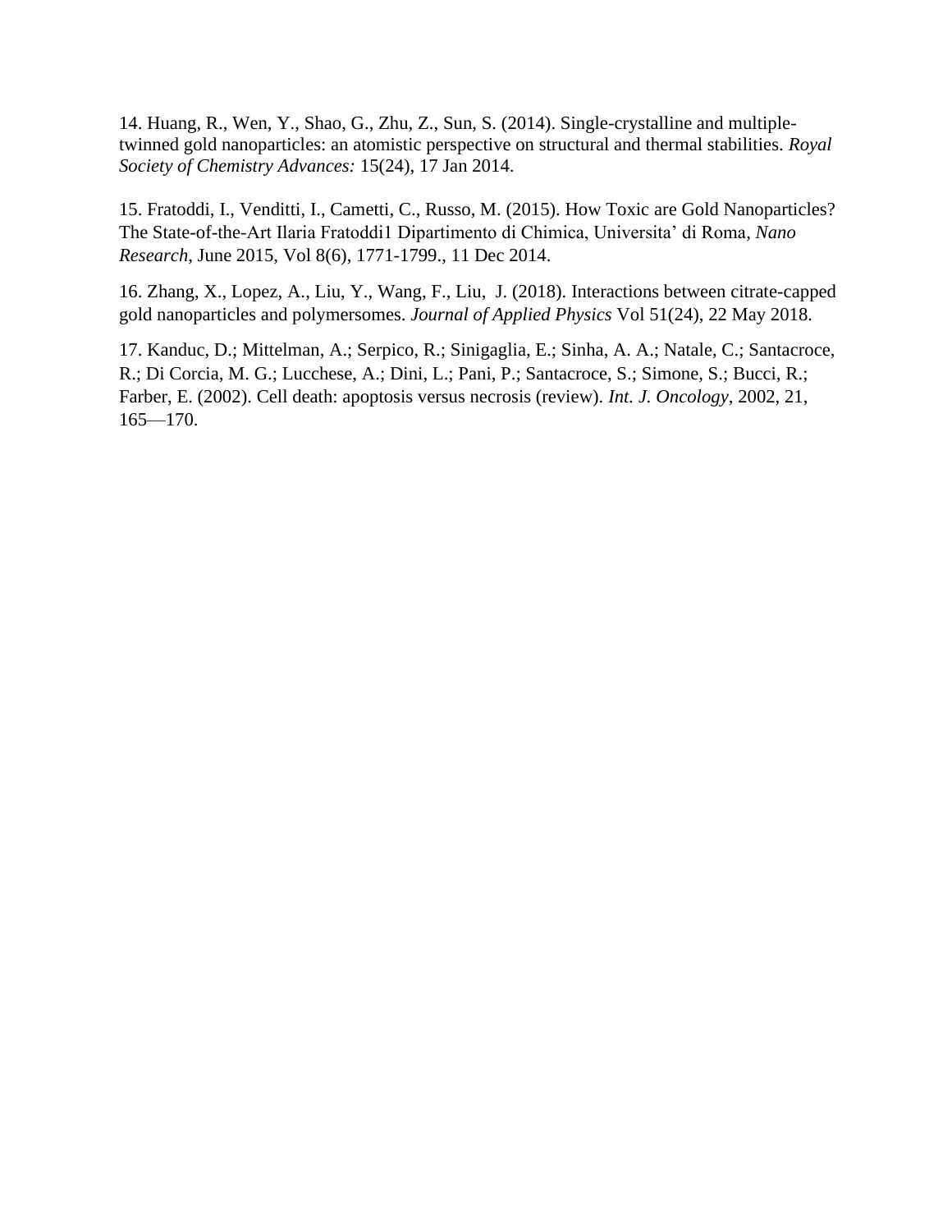14. Huang, R., Wen, Y., Shao, G., Zhu, Z., Sun, S. (2014). Single-crystalline and multiple-twinned gold nanoparticles: an atomistic perspective on structural and thermal stabilities. *Royal Society of Chemistry Advances:* 15(24), 17 Jan 2014.

15. Fratoddi, I., Venditti, I., Cametti, C., Russo, M. (2015). How Toxic are Gold Nanoparticles? The State-of-the-Art Ilaria Fratoddi1 Dipartimento di Chimica, Universita' di Roma, *Nano Research*, June 2015, Vol 8(6), 1771-1799., 11 Dec 2014.

16. Zhang, X., Lopez, A., Liu, Y., Wang, F., Liu, J. (2018). Interactions between citrate-capped gold nanoparticles and polymersomes. *Journal of Applied Physics* Vol 51(24), 22 May 2018.

17. Kanduc, D.; Mittelman, A.; Serpico, R.; Sinigaglia, E.; Sinha, A. A.; Natale, C.; Santacroce, R.; Di Corcia, M. G.; Lucchese, A.; Dini, L.; Pani, P.; Santacroce, S.; Simone, S.; Bucci, R.; Farber, E. (2002). Cell death: apoptosis versus necrosis (review). *Int. J. Oncology*, 2002, 21, 165—170.